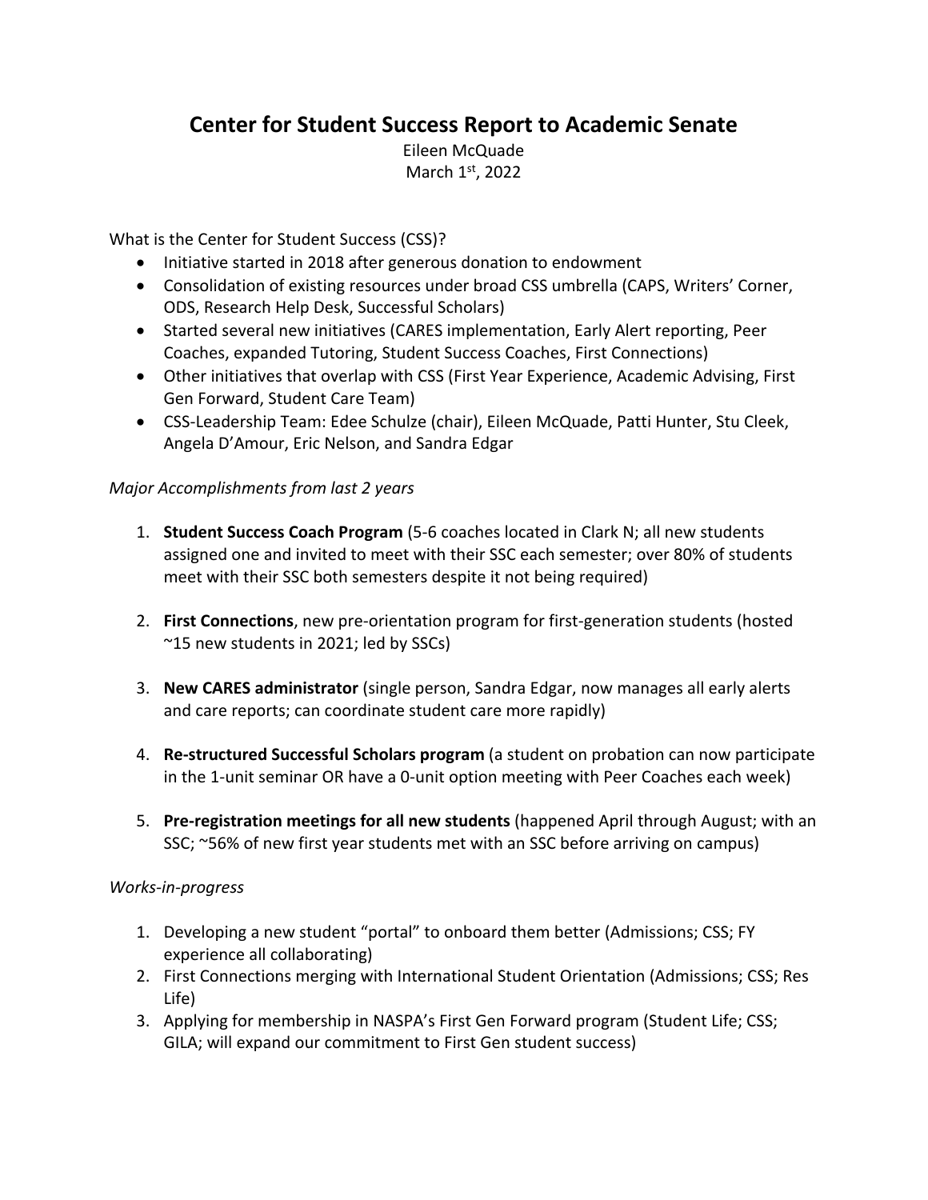# Center for Student Success Report to Academic Senate

Eileen McQuade

March 1st, 2022

What is the Center for Student Success (CSS)?

- Initiative started in 2018 after generous donation to endowment
- Consolidation of existing resources under broad CSS umbrella (CAPS, Writers' Corner, ODS, Research Help Desk, Successful Scholars)
- Started several new initiatives (CARES implementation, Early Alert reporting, Peer Coaches, expanded Tutoring, Student Success Coaches, First Connections)
- Other initiatives that overlap with CSS (First Year Experience, Academic Advising, First Gen Forward, Student Care Team)
- CSS-Leadership Team: Edee Schulze (chair), Eileen McQuade, Patti Hunter, Stu Cleek, Angela D'Amour, Eric Nelson, and Sandra Edgar

*Major Accomplishments from last 2 years*

1. **Student Success Coach Program** (5-6 coaches located in Clark N; all new students assigned one and invited to meet with their SSC each semester; over 80% of students meet with their SSC both semesters despite it not being required)
2. **First Connections**, new pre-orientation program for first-generation students (hosted ~15 new students in 2021; led by SSCs)
3. **New CARES administrator** (single person, Sandra Edgar, now manages all early alerts and care reports; can coordinate student care more rapidly)
4. **Re-structured Successful Scholars program** (a student on probation can now participate in the 1-unit seminar OR have a 0-unit option meeting with Peer Coaches each week)
5. **Pre-registration meetings for all new students** (happened April through August; with an SSC; ~56% of new first year students met with an SSC before arriving on campus)

*Works-in-progress*

1. Developing a new student "portal" to onboard them better (Admissions; CSS; FY experience all collaborating)
2. First Connections merging with International Student Orientation (Admissions; CSS; Res Life)
3. Applying for membership in NASPA's First Gen Forward program (Student Life; CSS; GILA; will expand our commitment to First Gen student success)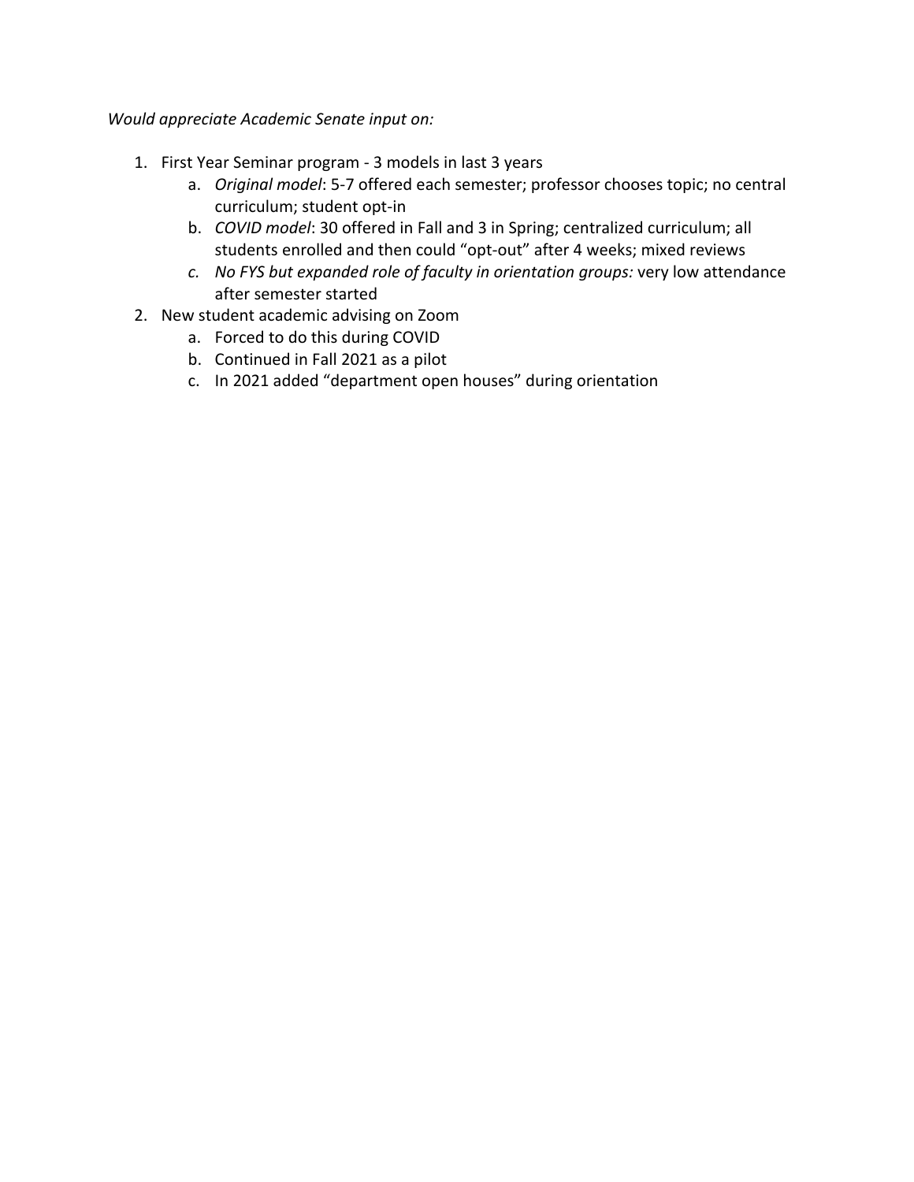*Would appreciate Academic Senate input on:*

1. First Year Seminar program - 3 models in last 3 years
   a. *Original model*: 5-7 offered each semester; professor chooses topic; no central curriculum; student opt-in
   b. *COVID model*: 30 offered in Fall and 3 in Spring; centralized curriculum; all students enrolled and then could "opt-out" after 4 weeks; mixed reviews
   c. *No FYS but expanded role of faculty in orientation groups:* very low attendance after semester started
2. New student academic advising on Zoom
   a. Forced to do this during COVID
   b. Continued in Fall 2021 as a pilot
   c. In 2021 added "department open houses" during orientation